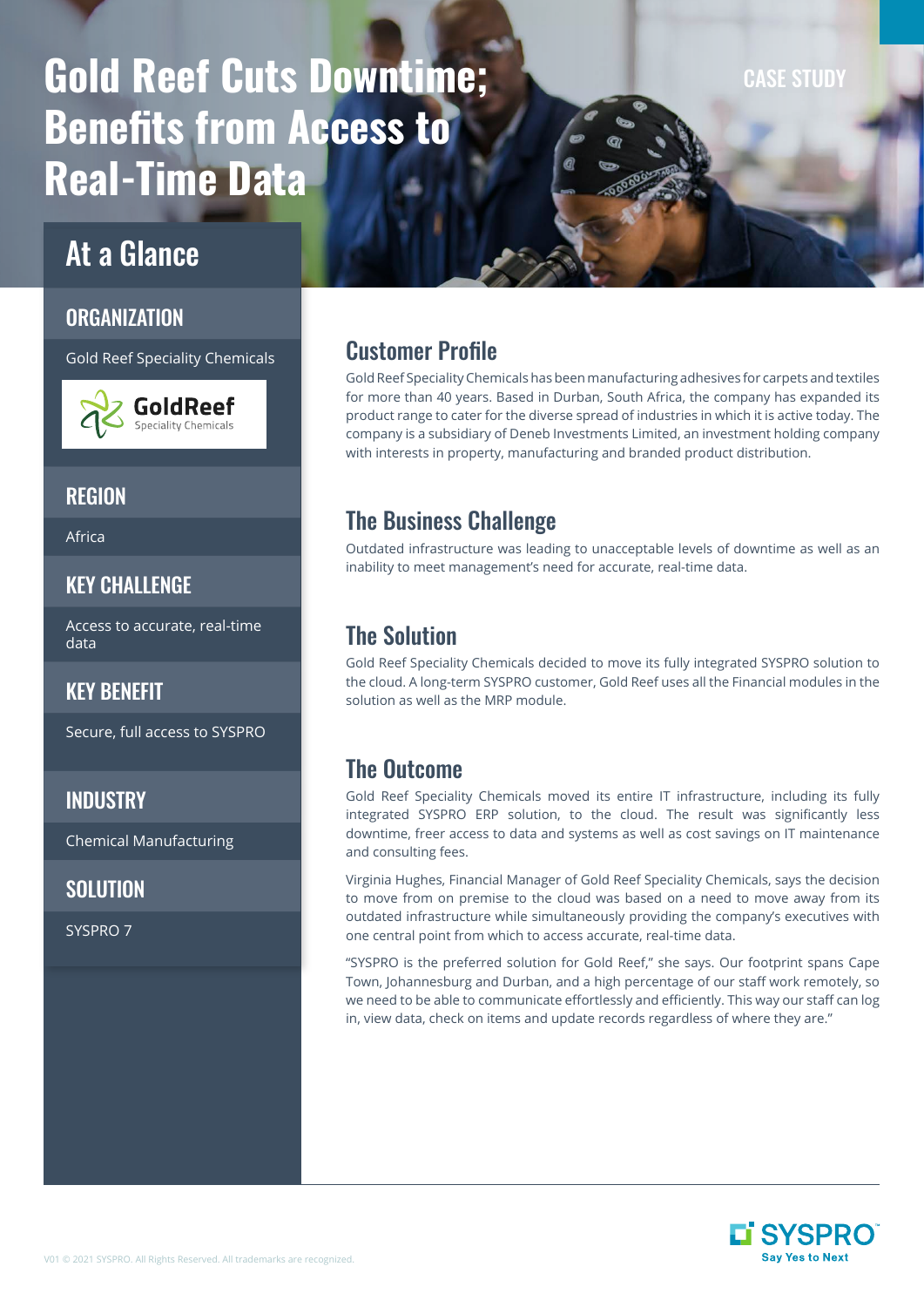CASE STUDY

# Gold Reef Cuts Downtime; Benefits from Access to Real-Time Data

## At a Glance

### ORGANIZATION

Gold Reef Speciality Chemicals

GoldReef Speciality Chemicals

### REGION

Africa

### KEY CHALLENGE

Access to accurate, real-time data

### KEY BENEFIT

Secure, full access to SYSPRO

### INDUSTRY

Chemical Manufacturing

### SOLUTION

SYSPRO 7

## Customer Profile

Gold Reef Speciality Chemicals has been manufacturing adhesives for carpets and textiles for more than 40 years. Based in Durban, South Africa, the company has expanded its product range to cater for the diverse spread of industries in which it is active today. The company is a subsidiary of Deneb Investments Limited, an investment holding company with interests in property, manufacturing and branded product distribution.

## The Business Challenge

Outdated infrastructure was leading to unacceptable levels of downtime as well as an inability to meet management's need for accurate, real-time data.

## The Solution

Gold Reef Speciality Chemicals decided to move its fully integrated SYSPRO solution to the cloud. A long-term SYSPRO customer, Gold Reef uses all the Financial modules in the solution as well as the MRP module.

## The Outcome

Gold Reef Speciality Chemicals moved its entire IT infrastructure, including its fully integrated SYSPRO ERP solution, to the cloud. The result was significantly less downtime, freer access to data and systems as well as cost savings on IT maintenance and consulting fees.

Virginia Hughes, Financial Manager of Gold Reef Speciality Chemicals, says the decision to move from on premise to the cloud was based on a need to move away from its outdated infrastructure while simultaneously providing the company's executives with one central point from which to access accurate, real-time data.

"SYSPRO is the preferred solution for Gold Reef," she says. Our footprint spans Cape Town, Johannesburg and Durban, and a high percentage of our staff work remotely, so we need to be able to communicate effortlessly and efficiently. This way our staff can log in, view data, check on items and update records regardless of where they are."

SYSPRO Say Yes to Next

V01 © 2021 SYSPRO. All Rights Reserved. All trademarks are recognized.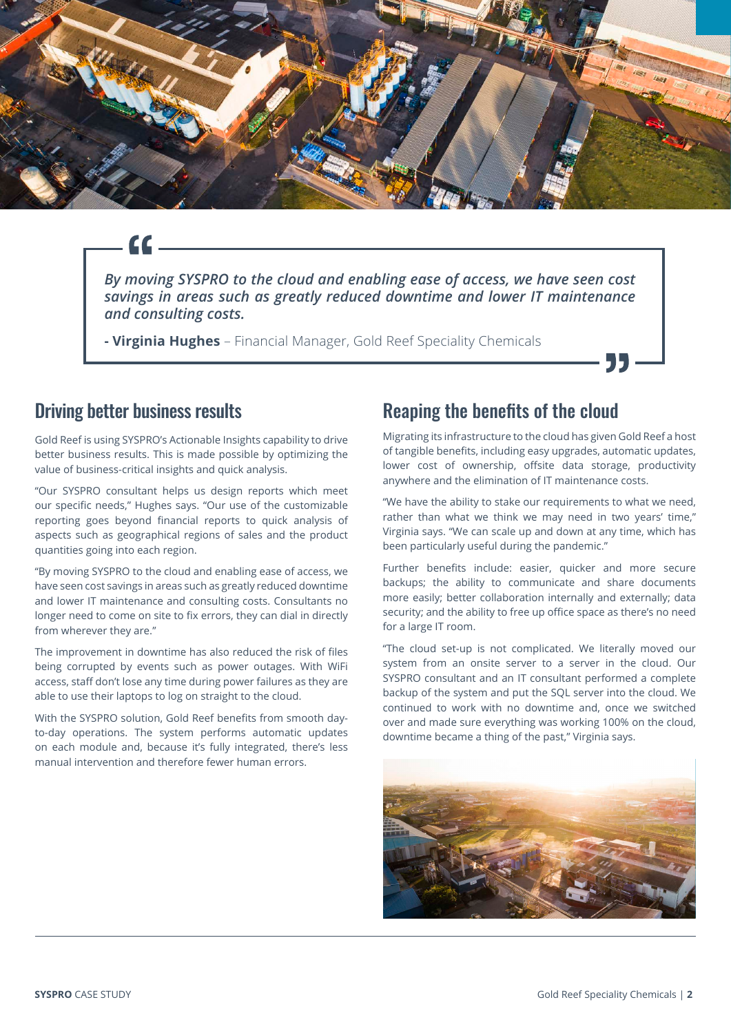> *By moving SYSPRO to the cloud and enabling ease of access, we have seen cost savings in areas such as greatly reduced downtime and lower IT maintenance and consulting costs.*
>
> **- Virginia Hughes** – Financial Manager, Gold Reef Speciality Chemicals

## Driving better business results

Gold Reef is using SYSPRO's Actionable Insights capability to drive better business results. This is made possible by optimizing the value of business-critical insights and quick analysis.

"Our SYSPRO consultant helps us design reports which meet our specific needs," Hughes says. "Our use of the customizable reporting goes beyond financial reports to quick analysis of aspects such as geographical regions of sales and the product quantities going into each region.

"By moving SYSPRO to the cloud and enabling ease of access, we have seen cost savings in areas such as greatly reduced downtime and lower IT maintenance and consulting costs. Consultants no longer need to come on site to fix errors, they can dial in directly from wherever they are."

The improvement in downtime has also reduced the risk of files being corrupted by events such as power outages. With WiFi access, staff don't lose any time during power failures as they are able to use their laptops to log on straight to the cloud.

With the SYSPRO solution, Gold Reef benefits from smooth day-to-day operations. The system performs automatic updates on each module and, because it's fully integrated, there's less manual intervention and therefore fewer human errors.

## Reaping the benefits of the cloud

Migrating its infrastructure to the cloud has given Gold Reef a host of tangible benefits, including easy upgrades, automatic updates, lower cost of ownership, offsite data storage, productivity anywhere and the elimination of IT maintenance costs.

"We have the ability to stake our requirements to what we need, rather than what we think we may need in two years' time," Virginia says. "We can scale up and down at any time, which has been particularly useful during the pandemic."

Further benefits include: easier, quicker and more secure backups; the ability to communicate and share documents more easily; better collaboration internally and externally; data security; and the ability to free up office space as there's no need for a large IT room.

"The cloud set-up is not complicated. We literally moved our system from an onsite server to a server in the cloud. Our SYSPRO consultant and an IT consultant performed a complete backup of the system and put the SQL server into the cloud. We continued to work with no downtime and, once we switched over and made sure everything was working 100% on the cloud, downtime became a thing of the past," Virginia says.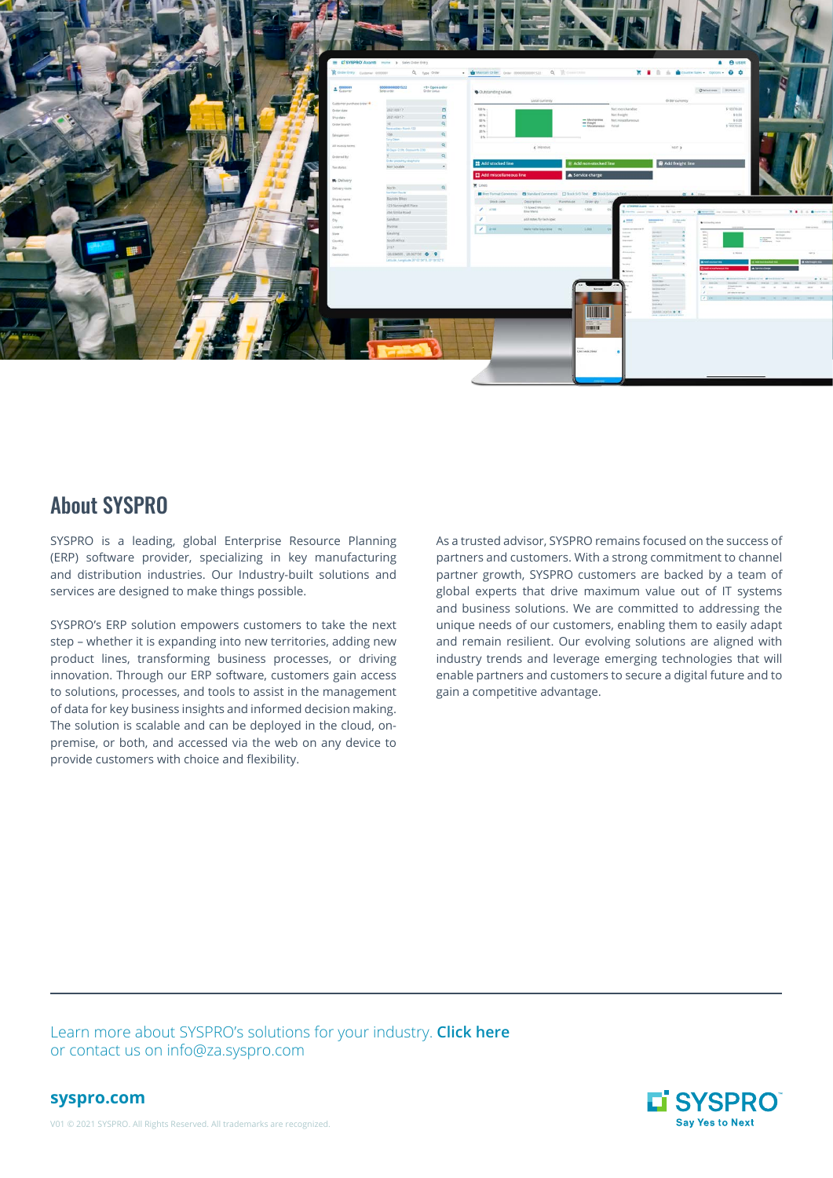## About SYSPRO

SYSPRO is a leading, global Enterprise Resource Planning (ERP) software provider, specializing in key manufacturing and distribution industries. Our Industry-built solutions and services are designed to make things possible.

SYSPRO's ERP solution empowers customers to take the next step – whether it is expanding into new territories, adding new product lines, transforming business processes, or driving innovation. Through our ERP software, customers gain access to solutions, processes, and tools to assist in the management of data for key business insights and informed decision making. The solution is scalable and can be deployed in the cloud, on-premise, or both, and accessed via the web on any device to provide customers with choice and flexibility.

As a trusted advisor, SYSPRO remains focused on the success of partners and customers. With a strong commitment to channel partner growth, SYSPRO customers are backed by a team of global experts that drive maximum value out of IT systems and business solutions. We are committed to addressing the unique needs of our customers, enabling them to easily adapt and remain resilient. Our evolving solutions are aligned with industry trends and leverage emerging technologies that will enable partners and customers to secure a digital future and to gain a competitive advantage.

Learn more about SYSPRO's solutions for your industry. **Click here**
or contact us on info@za.syspro.com

**syspro.com**

V01 © 2021 SYSPRO. All Rights Reserved. All trademarks are recognized.

SYSPRO™
Say Yes to Next